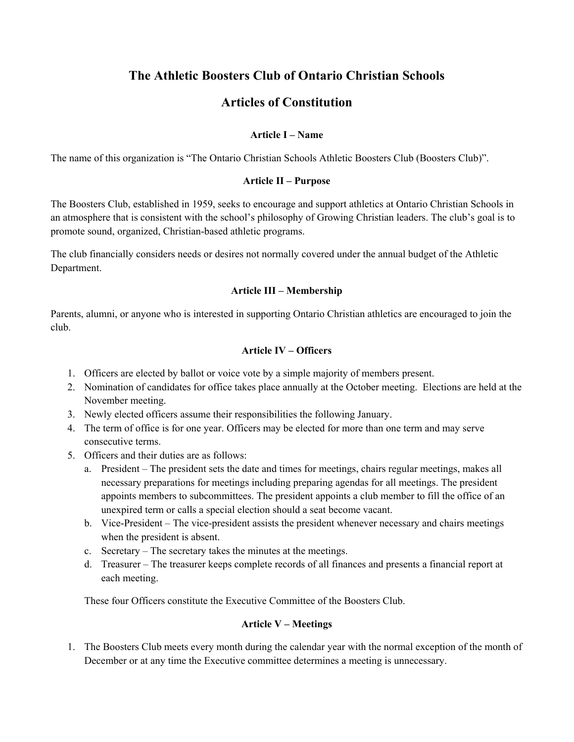# The Athletic Boosters Club of Ontario Christian Schools

# Articles of Constitution

### Article I – Name

The name of this organization is "The Ontario Christian Schools Athletic Boosters Club (Boosters Club)".

### Article II – Purpose

The Boosters Club, established in 1959, seeks to encourage and support athletics at Ontario Christian Schools in an atmosphere that is consistent with the school's philosophy of Growing Christian leaders. The club's goal is to promote sound, organized, Christian-based athletic programs.

The club financially considers needs or desires not normally covered under the annual budget of the Athletic Department.

### Article III – Membership

Parents, alumni, or anyone who is interested in supporting Ontario Christian athletics are encouraged to join the club.

### Article IV – Officers

1. Officers are elected by ballot or voice vote by a simple majority of members present.
2. Nomination of candidates for office takes place annually at the October meeting. Elections are held at the November meeting.
3. Newly elected officers assume their responsibilities the following January.
4. The term of office is for one year. Officers may be elected for more than one term and may serve consecutive terms.
5. Officers and their duties are as follows:
   a. President – The president sets the date and times for meetings, chairs regular meetings, makes all necessary preparations for meetings including preparing agendas for all meetings. The president appoints members to subcommittees. The president appoints a club member to fill the office of an unexpired term or calls a special election should a seat become vacant.
   b. Vice-President – The vice-president assists the president whenever necessary and chairs meetings when the president is absent.
   c. Secretary – The secretary takes the minutes at the meetings.
   d. Treasurer – The treasurer keeps complete records of all finances and presents a financial report at each meeting.

   These four Officers constitute the Executive Committee of the Boosters Club.

### Article V – Meetings

1. The Boosters Club meets every month during the calendar year with the normal exception of the month of December or at any time the Executive committee determines a meeting is unnecessary.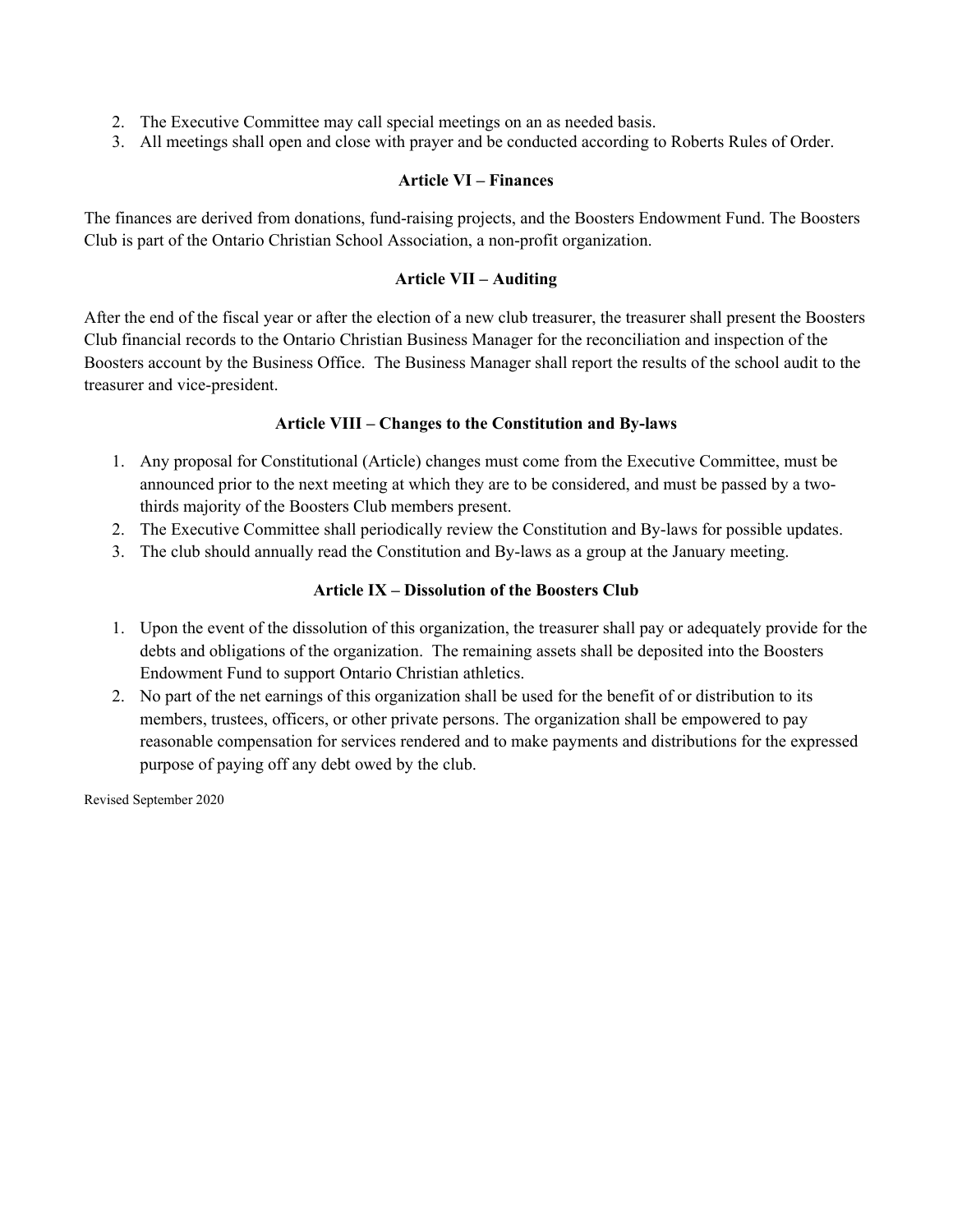2. The Executive Committee may call special meetings on an as needed basis.
3. All meetings shall open and close with prayer and be conducted according to Roberts Rules of Order.

### Article VI – Finances

The finances are derived from donations, fund-raising projects, and the Boosters Endowment Fund. The Boosters Club is part of the Ontario Christian School Association, a non-profit organization.

### Article VII – Auditing

After the end of the fiscal year or after the election of a new club treasurer, the treasurer shall present the Boosters Club financial records to the Ontario Christian Business Manager for the reconciliation and inspection of the Boosters account by the Business Office. The Business Manager shall report the results of the school audit to the treasurer and vice-president.

### Article VIII – Changes to the Constitution and By-laws

1. Any proposal for Constitutional (Article) changes must come from the Executive Committee, must be announced prior to the next meeting at which they are to be considered, and must be passed by a two-thirds majority of the Boosters Club members present.
2. The Executive Committee shall periodically review the Constitution and By-laws for possible updates.
3. The club should annually read the Constitution and By-laws as a group at the January meeting.

### Article IX – Dissolution of the Boosters Club

1. Upon the event of the dissolution of this organization, the treasurer shall pay or adequately provide for the debts and obligations of the organization. The remaining assets shall be deposited into the Boosters Endowment Fund to support Ontario Christian athletics.
2. No part of the net earnings of this organization shall be used for the benefit of or distribution to its members, trustees, officers, or other private persons. The organization shall be empowered to pay reasonable compensation for services rendered and to make payments and distributions for the expressed purpose of paying off any debt owed by the club.

Revised September 2020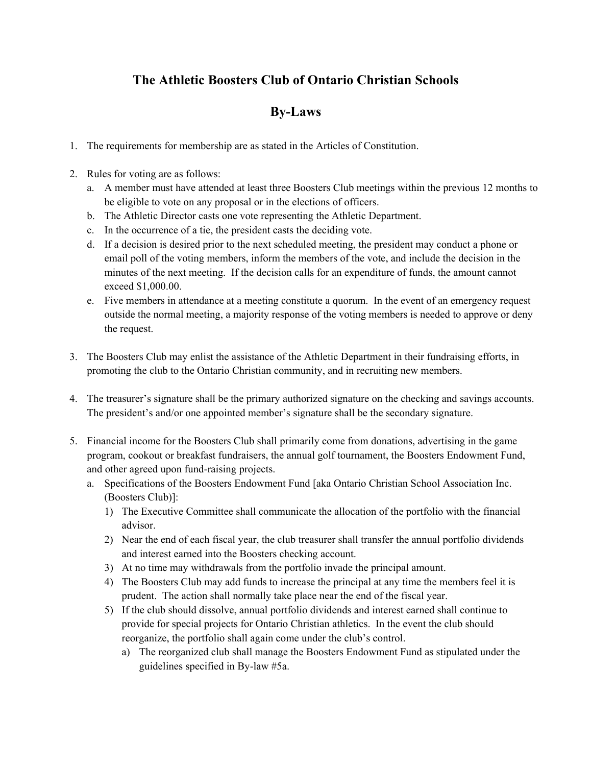# The Athletic Boosters Club of Ontario Christian Schools

## By-Laws

1. The requirements for membership are as stated in the Articles of Constitution.

2. Rules for voting are as follows:
   a. A member must have attended at least three Boosters Club meetings within the previous 12 months to be eligible to vote on any proposal or in the elections of officers.
   b. The Athletic Director casts one vote representing the Athletic Department.
   c. In the occurrence of a tie, the president casts the deciding vote.
   d. If a decision is desired prior to the next scheduled meeting, the president may conduct a phone or email poll of the voting members, inform the members of the vote, and include the decision in the minutes of the next meeting. If the decision calls for an expenditure of funds, the amount cannot exceed $1,000.00.
   e. Five members in attendance at a meeting constitute a quorum. In the event of an emergency request outside the normal meeting, a majority response of the voting members is needed to approve or deny the request.

3. The Boosters Club may enlist the assistance of the Athletic Department in their fundraising efforts, in promoting the club to the Ontario Christian community, and in recruiting new members.

4. The treasurer's signature shall be the primary authorized signature on the checking and savings accounts. The president's and/or one appointed member's signature shall be the secondary signature.

5. Financial income for the Boosters Club shall primarily come from donations, advertising in the game program, cookout or breakfast fundraisers, the annual golf tournament, the Boosters Endowment Fund, and other agreed upon fund-raising projects.
   a. Specifications of the Boosters Endowment Fund [aka Ontario Christian School Association Inc. (Boosters Club)]:
      1) The Executive Committee shall communicate the allocation of the portfolio with the financial advisor.
      2) Near the end of each fiscal year, the club treasurer shall transfer the annual portfolio dividends and interest earned into the Boosters checking account.
      3) At no time may withdrawals from the portfolio invade the principal amount.
      4) The Boosters Club may add funds to increase the principal at any time the members feel it is prudent. The action shall normally take place near the end of the fiscal year.
      5) If the club should dissolve, annual portfolio dividends and interest earned shall continue to provide for special projects for Ontario Christian athletics. In the event the club should reorganize, the portfolio shall again come under the club's control.
         a) The reorganized club shall manage the Boosters Endowment Fund as stipulated under the guidelines specified in By-law #5a.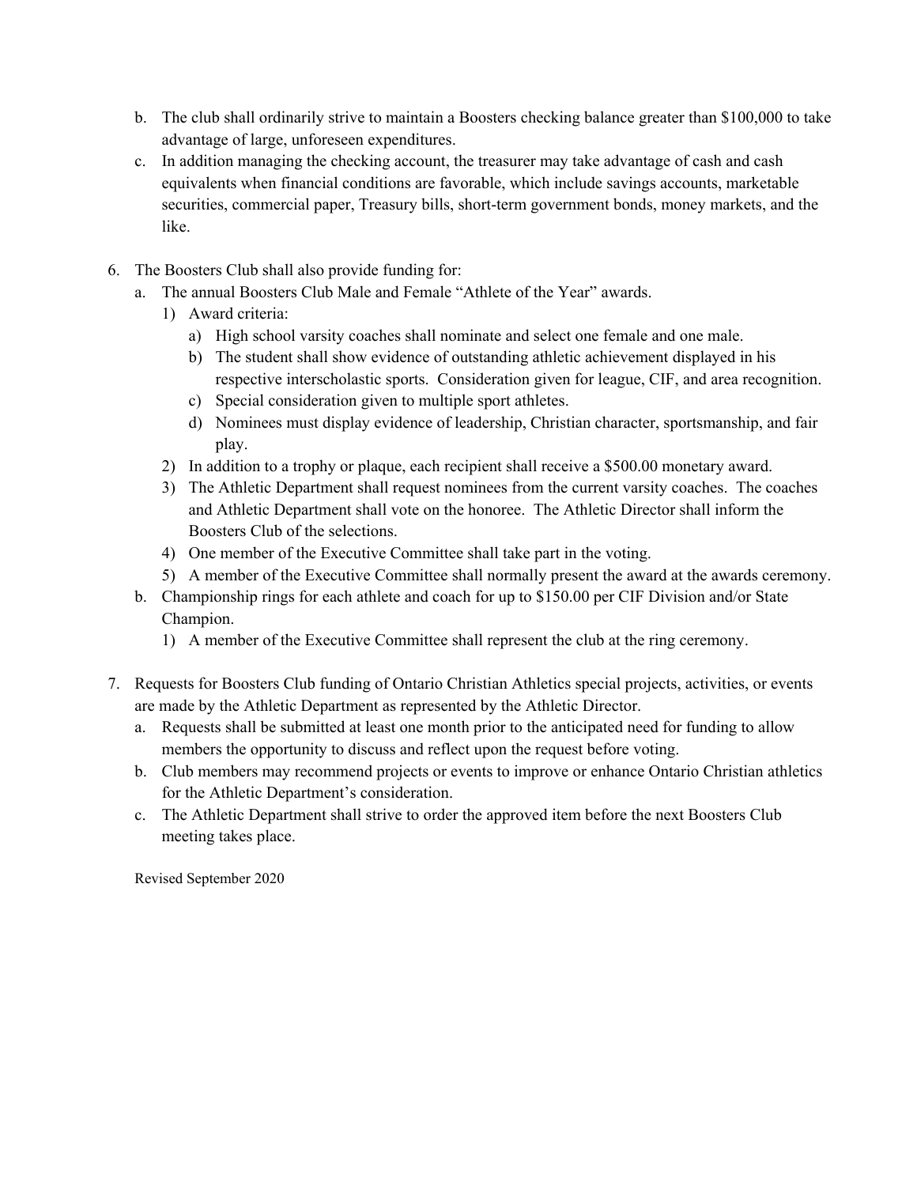b. The club shall ordinarily strive to maintain a Boosters checking balance greater than $100,000 to take advantage of large, unforeseen expenditures.

c. In addition managing the checking account, the treasurer may take advantage of cash and cash equivalents when financial conditions are favorable, which include savings accounts, marketable securities, commercial paper, Treasury bills, short-term government bonds, money markets, and the like.

6. The Boosters Club shall also provide funding for:
   a. The annual Boosters Club Male and Female "Athlete of the Year" awards.
      1) Award criteria:
         a) High school varsity coaches shall nominate and select one female and one male.
         b) The student shall show evidence of outstanding athletic achievement displayed in his respective interscholastic sports. Consideration given for league, CIF, and area recognition.
         c) Special consideration given to multiple sport athletes.
         d) Nominees must display evidence of leadership, Christian character, sportsmanship, and fair play.
      2) In addition to a trophy or plaque, each recipient shall receive a $500.00 monetary award.
      3) The Athletic Department shall request nominees from the current varsity coaches. The coaches and Athletic Department shall vote on the honoree. The Athletic Director shall inform the Boosters Club of the selections.
      4) One member of the Executive Committee shall take part in the voting.
      5) A member of the Executive Committee shall normally present the award at the awards ceremony.
   b. Championship rings for each athlete and coach for up to $150.00 per CIF Division and/or State Champion.
      1) A member of the Executive Committee shall represent the club at the ring ceremony.

7. Requests for Boosters Club funding of Ontario Christian Athletics special projects, activities, or events are made by the Athletic Department as represented by the Athletic Director.
   a. Requests shall be submitted at least one month prior to the anticipated need for funding to allow members the opportunity to discuss and reflect upon the request before voting.
   b. Club members may recommend projects or events to improve or enhance Ontario Christian athletics for the Athletic Department's consideration.
   c. The Athletic Department shall strive to order the approved item before the next Boosters Club meeting takes place.

Revised September 2020